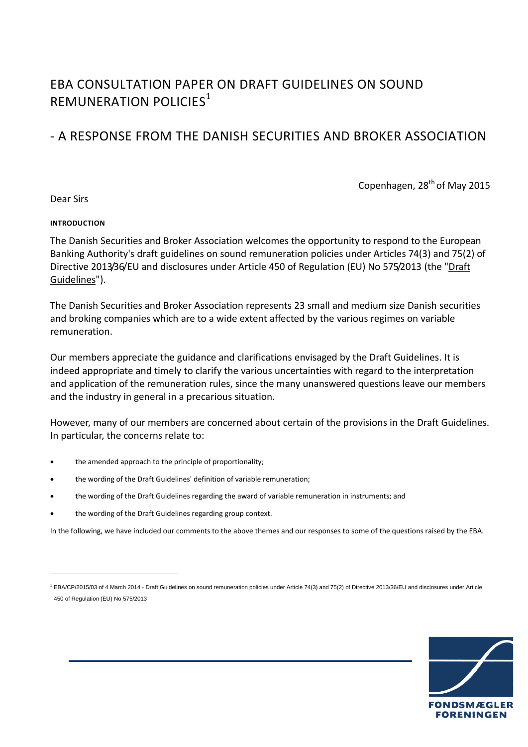# EBA CONSULTATION PAPER ON DRAFT GUIDELINES ON SOUND REMUNERATION POLICIES[1]

## - A RESPONSE FROM THE DANISH SECURITIES AND BROKER ASSOCIATION

Copenhagen, 28th of May 2015

Dear Sirs

**INTRODUCTION**

The Danish Securities and Broker Association welcomes the opportunity to respond to the European Banking Authority's draft guidelines on sound remuneration policies under Articles 74(3) and 75(2) of Directive 2013/36/EU and disclosures under Article 450 of Regulation (EU) No 575/2013 (the "Draft Guidelines").

The Danish Securities and Broker Association represents 23 small and medium size Danish securities and broking companies which are to a wide extent affected by the various regimes on variable remuneration.

Our members appreciate the guidance and clarifications envisaged by the Draft Guidelines. It is indeed appropriate and timely to clarify the various uncertainties with regard to the interpretation and application of the remuneration rules, since the many unanswered questions leave our members and the industry in general in a precarious situation.

However, many of our members are concerned about certain of the provisions in the Draft Guidelines. In particular, the concerns relate to:

- the amended approach to the principle of proportionality;
- the wording of the Draft Guidelines' definition of variable remuneration;
- the wording of the Draft Guidelines regarding the award of variable remuneration in instruments; and
- the wording of the Draft Guidelines regarding group context.

In the following, we have included our comments to the above themes and our responses to some of the questions raised by the EBA.

[1] EBA/CP/2015/03 of 4 March 2014 - Draft Guidelines on sound remuneration policies under Article 74(3) and 75(2) of Directive 2013/36/EU and disclosures under Article 450 of Regulation (EU) No 575/2013

FONDSMÆGLER FORENINGEN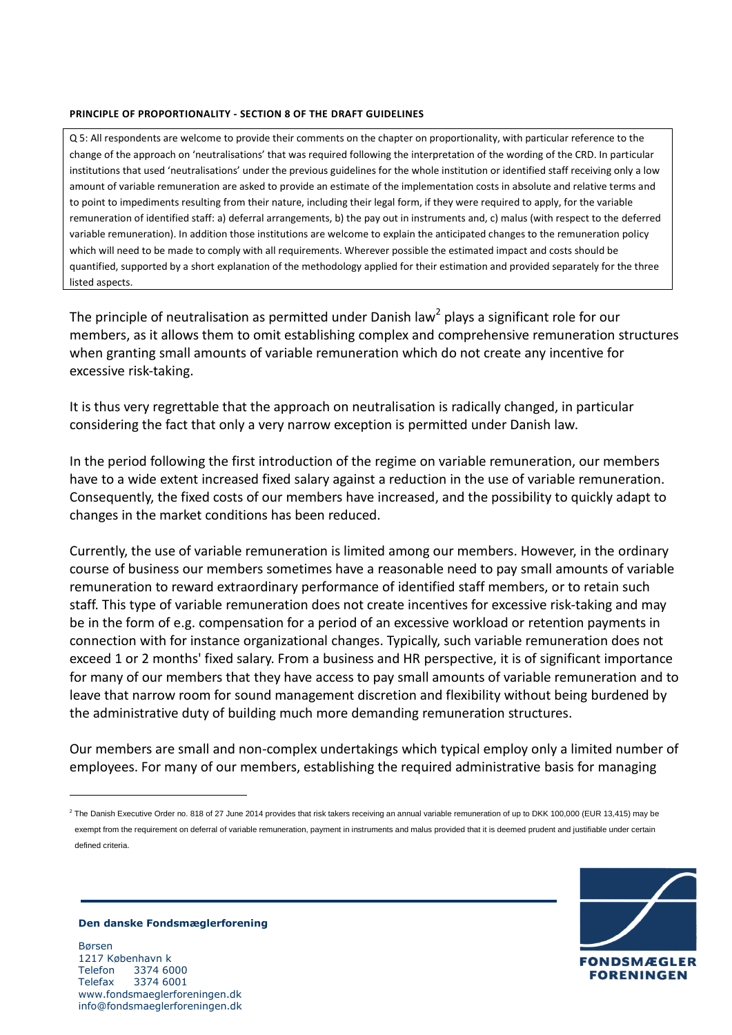**PRINCIPLE OF PROPORTIONALITY - SECTION 8 OF THE DRAFT GUIDELINES**

Q 5: All respondents are welcome to provide their comments on the chapter on proportionality, with particular reference to the change of the approach on 'neutralisations' that was required following the interpretation of the wording of the CRD. In particular institutions that used 'neutralisations' under the previous guidelines for the whole institution or identified staff receiving only a low amount of variable remuneration are asked to provide an estimate of the implementation costs in absolute and relative terms and to point to impediments resulting from their nature, including their legal form, if they were required to apply, for the variable remuneration of identified staff: a) deferral arrangements, b) the pay out in instruments and, c) malus (with respect to the deferred variable remuneration). In addition those institutions are welcome to explain the anticipated changes to the remuneration policy which will need to be made to comply with all requirements. Wherever possible the estimated impact and costs should be quantified, supported by a short explanation of the methodology applied for their estimation and provided separately for the three listed aspects.

The principle of neutralisation as permitted under Danish law[2] plays a significant role for our members, as it allows them to omit establishing complex and comprehensive remuneration structures when granting small amounts of variable remuneration which do not create any incentive for excessive risk-taking.

It is thus very regrettable that the approach on neutralisation is radically changed, in particular considering the fact that only a very narrow exception is permitted under Danish law.

In the period following the first introduction of the regime on variable remuneration, our members have to a wide extent increased fixed salary against a reduction in the use of variable remuneration. Consequently, the fixed costs of our members have increased, and the possibility to quickly adapt to changes in the market conditions has been reduced.

Currently, the use of variable remuneration is limited among our members. However, in the ordinary course of business our members sometimes have a reasonable need to pay small amounts of variable remuneration to reward extraordinary performance of identified staff members, or to retain such staff. This type of variable remuneration does not create incentives for excessive risk-taking and may be in the form of e.g. compensation for a period of an excessive workload or retention payments in connection with for instance organizational changes. Typically, such variable remuneration does not exceed 1 or 2 months' fixed salary. From a business and HR perspective, it is of significant importance for many of our members that they have access to pay small amounts of variable remuneration and to leave that narrow room for sound management discretion and flexibility without being burdened by the administrative duty of building much more demanding remuneration structures.

Our members are small and non-complex undertakings which typical employ only a limited number of employees. For many of our members, establishing the required administrative basis for managing

[2] The Danish Executive Order no. 818 of 27 June 2014 provides that risk takers receiving an annual variable remuneration of up to DKK 100,000 (EUR 13,415) may be exempt from the requirement on deferral of variable remuneration, payment in instruments and malus provided that it is deemed prudent and justifiable under certain defined criteria.

**Den danske Fondsmæglerforening**

Børsen
1217 København k
Telefon 3374 6000
Telefax 3374 6001
www.fondsmaeglerforeningen.dk
info@fondsmaeglerforeningen.dk

FONDSMÆGLER FORENINGEN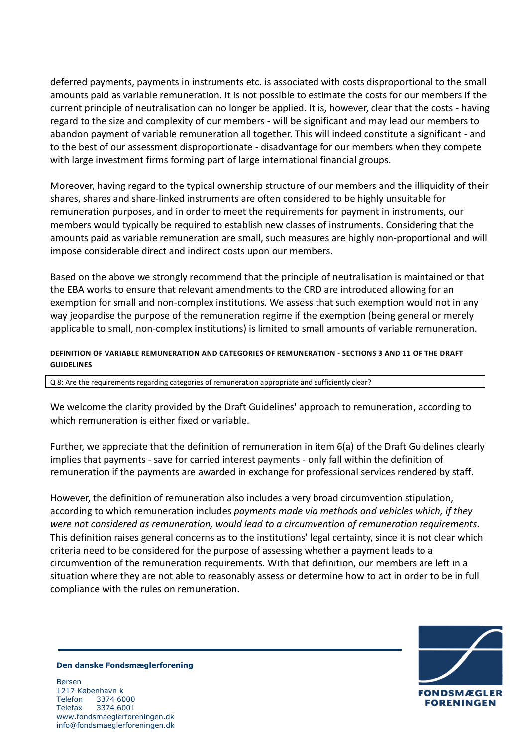deferred payments, payments in instruments etc. is associated with costs disproportional to the small amounts paid as variable remuneration. It is not possible to estimate the costs for our members if the current principle of neutralisation can no longer be applied. It is, however, clear that the costs - having regard to the size and complexity of our members - will be significant and may lead our members to abandon payment of variable remuneration all together. This will indeed constitute a significant - and to the best of our assessment disproportionate - disadvantage for our members when they compete with large investment firms forming part of large international financial groups.

Moreover, having regard to the typical ownership structure of our members and the illiquidity of their shares, shares and share-linked instruments are often considered to be highly unsuitable for remuneration purposes, and in order to meet the requirements for payment in instruments, our members would typically be required to establish new classes of instruments. Considering that the amounts paid as variable remuneration are small, such measures are highly non-proportional and will impose considerable direct and indirect costs upon our members.

Based on the above we strongly recommend that the principle of neutralisation is maintained or that the EBA works to ensure that relevant amendments to the CRD are introduced allowing for an exemption for small and non-complex institutions. We assess that such exemption would not in any way jeopardise the purpose of the remuneration regime if the exemption (being general or merely applicable to small, non-complex institutions) is limited to small amounts of variable remuneration.

#### DEFINITION OF VARIABLE REMUNERATION AND CATEGORIES OF REMUNERATION - SECTIONS 3 AND 11 OF THE DRAFT GUIDELINES

| Q 8: Are the requirements regarding categories of remuneration appropriate and sufficiently clear? |
|---|

We welcome the clarity provided by the Draft Guidelines' approach to remuneration, according to which remuneration is either fixed or variable.

Further, we appreciate that the definition of remuneration in item 6(a) of the Draft Guidelines clearly implies that payments - save for carried interest payments - only fall within the definition of remuneration if the payments are <u>awarded in exchange for professional services rendered by staff</u>.

However, the definition of remuneration also includes a very broad circumvention stipulation, according to which remuneration includes *payments made via methods and vehicles which, if they were not considered as remuneration, would lead to a circumvention of remuneration requirements*. This definition raises general concerns as to the institutions' legal certainty, since it is not clear which criteria need to be considered for the purpose of assessing whether a payment leads to a circumvention of the remuneration requirements. With that definition, our members are left in a situation where they are not able to reasonably assess or determine how to act in order to be in full compliance with the rules on remuneration.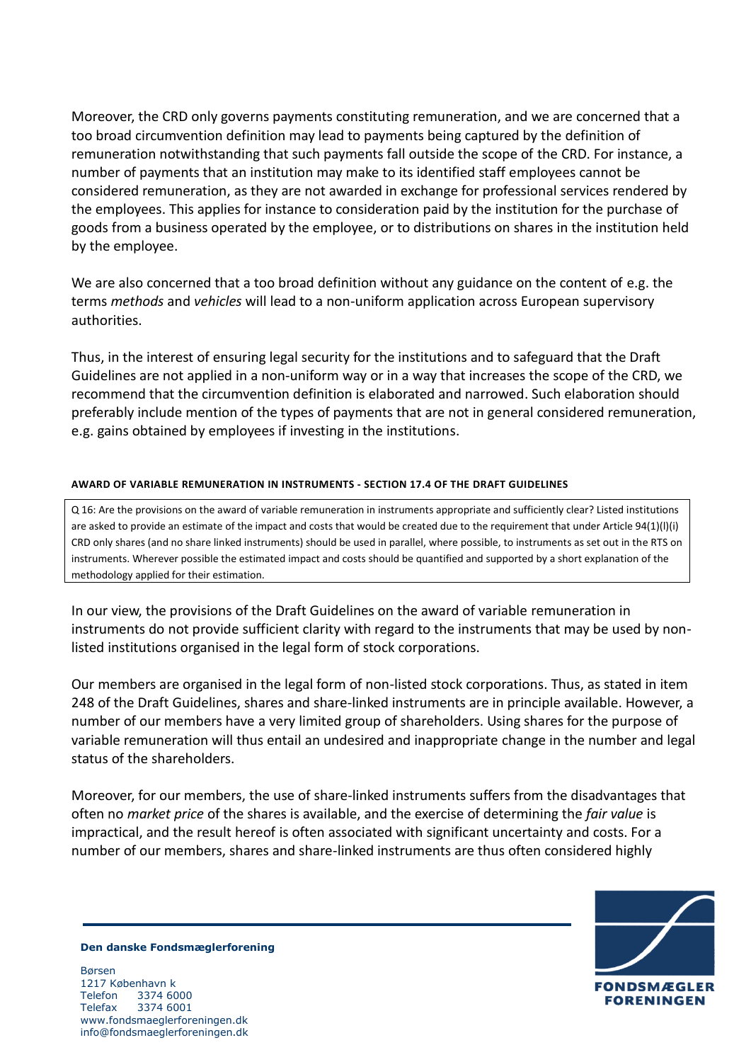Moreover, the CRD only governs payments constituting remuneration, and we are concerned that a too broad circumvention definition may lead to payments being captured by the definition of remuneration notwithstanding that such payments fall outside the scope of the CRD. For instance, a number of payments that an institution may make to its identified staff employees cannot be considered remuneration, as they are not awarded in exchange for professional services rendered by the employees. This applies for instance to consideration paid by the institution for the purchase of goods from a business operated by the employee, or to distributions on shares in the institution held by the employee.

We are also concerned that a too broad definition without any guidance on the content of e.g. the terms *methods* and *vehicles* will lead to a non-uniform application across European supervisory authorities.

Thus, in the interest of ensuring legal security for the institutions and to safeguard that the Draft Guidelines are not applied in a non-uniform way or in a way that increases the scope of the CRD, we recommend that the circumvention definition is elaborated and narrowed. Such elaboration should preferably include mention of the types of payments that are not in general considered remuneration, e.g. gains obtained by employees if investing in the institutions.

#### AWARD OF VARIABLE REMUNERATION IN INSTRUMENTS - SECTION 17.4 OF THE DRAFT GUIDELINES

> Q 16: Are the provisions on the award of variable remuneration in instruments appropriate and sufficiently clear? Listed institutions are asked to provide an estimate of the impact and costs that would be created due to the requirement that under Article 94(1)(l)(i) CRD only shares (and no share linked instruments) should be used in parallel, where possible, to instruments as set out in the RTS on instruments. Wherever possible the estimated impact and costs should be quantified and supported by a short explanation of the methodology applied for their estimation.

In our view, the provisions of the Draft Guidelines on the award of variable remuneration in instruments do not provide sufficient clarity with regard to the instruments that may be used by non-listed institutions organised in the legal form of stock corporations.

Our members are organised in the legal form of non-listed stock corporations. Thus, as stated in item 248 of the Draft Guidelines, shares and share-linked instruments are in principle available. However, a number of our members have a very limited group of shareholders. Using shares for the purpose of variable remuneration will thus entail an undesired and inappropriate change in the number and legal status of the shareholders.

Moreover, for our members, the use of share-linked instruments suffers from the disadvantages that often no *market price* of the shares is available, and the exercise of determining the *fair value* is impractical, and the result hereof is often associated with significant uncertainty and costs. For a number of our members, shares and share-linked instruments are thus often considered highly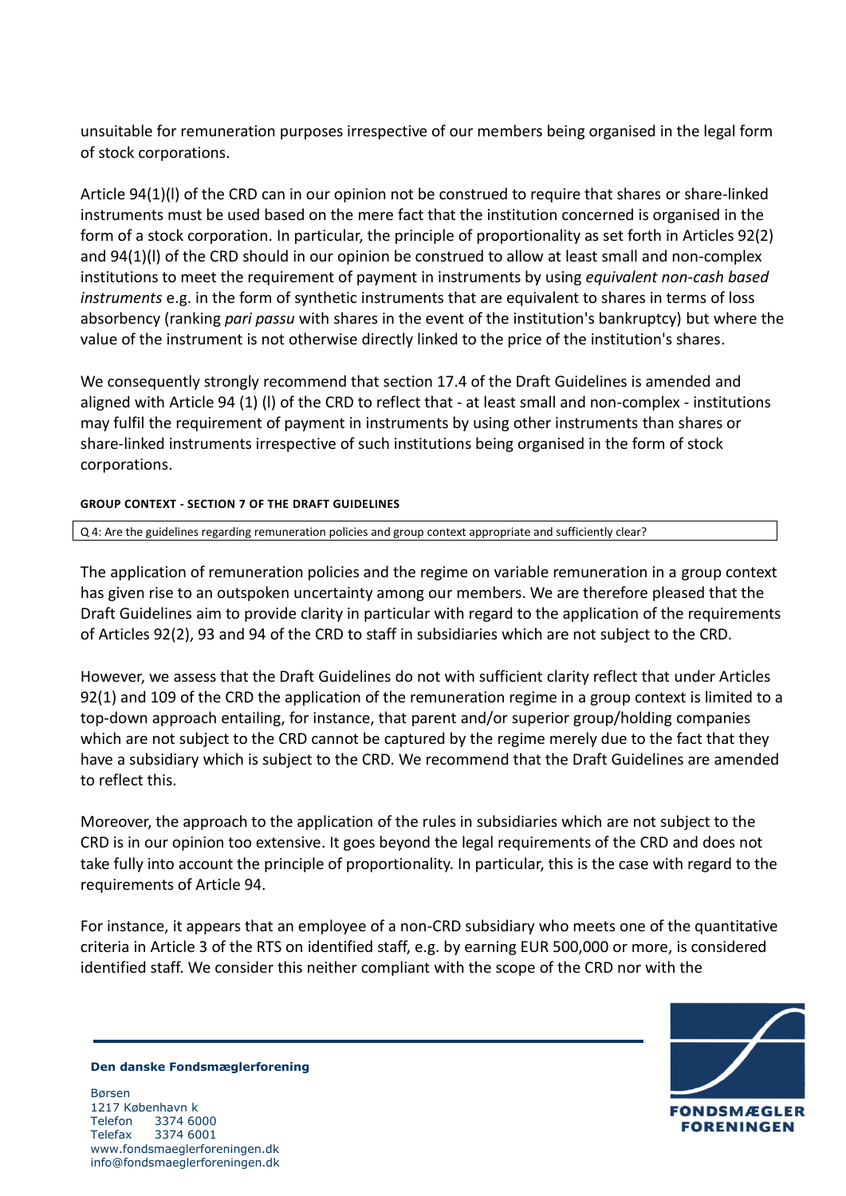unsuitable for remuneration purposes irrespective of our members being organised in the legal form of stock corporations.

Article 94(1)(l) of the CRD can in our opinion not be construed to require that shares or share-linked instruments must be used based on the mere fact that the institution concerned is organised in the form of a stock corporation. In particular, the principle of proportionality as set forth in Articles 92(2) and 94(1)(l) of the CRD should in our opinion be construed to allow at least small and non-complex institutions to meet the requirement of payment in instruments by using *equivalent non-cash based instruments* e.g. in the form of synthetic instruments that are equivalent to shares in terms of loss absorbency (ranking *pari passu* with shares in the event of the institution's bankruptcy) but where the value of the instrument is not otherwise directly linked to the price of the institution's shares.

We consequently strongly recommend that section 17.4 of the Draft Guidelines is amended and aligned with Article 94 (1) (l) of the CRD to reflect that - at least small and non-complex - institutions may fulfil the requirement of payment in instruments by using other instruments than shares or share-linked instruments irrespective of such institutions being organised in the form of stock corporations.

#### GROUP CONTEXT - SECTION 7 OF THE DRAFT GUIDELINES

Q 4: Are the guidelines regarding remuneration policies and group context appropriate and sufficiently clear?

The application of remuneration policies and the regime on variable remuneration in a group context has given rise to an outspoken uncertainty among our members. We are therefore pleased that the Draft Guidelines aim to provide clarity in particular with regard to the application of the requirements of Articles 92(2), 93 and 94 of the CRD to staff in subsidiaries which are not subject to the CRD.

However, we assess that the Draft Guidelines do not with sufficient clarity reflect that under Articles 92(1) and 109 of the CRD the application of the remuneration regime in a group context is limited to a top-down approach entailing, for instance, that parent and/or superior group/holding companies which are not subject to the CRD cannot be captured by the regime merely due to the fact that they have a subsidiary which is subject to the CRD. We recommend that the Draft Guidelines are amended to reflect this.

Moreover, the approach to the application of the rules in subsidiaries which are not subject to the CRD is in our opinion too extensive. It goes beyond the legal requirements of the CRD and does not take fully into account the principle of proportionality. In particular, this is the case with regard to the requirements of Article 94.

For instance, it appears that an employee of a non-CRD subsidiary who meets one of the quantitative criteria in Article 3 of the RTS on identified staff, e.g. by earning EUR 500,000 or more, is considered identified staff. We consider this neither compliant with the scope of the CRD nor with the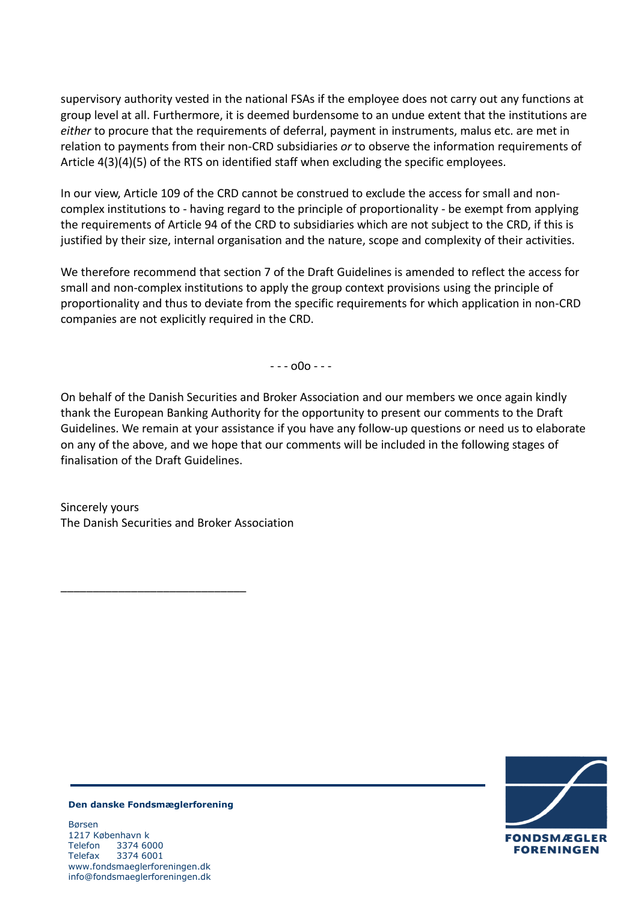supervisory authority vested in the national FSAs if the employee does not carry out any functions at group level at all. Furthermore, it is deemed burdensome to an undue extent that the institutions are *either* to procure that the requirements of deferral, payment in instruments, malus etc. are met in relation to payments from their non-CRD subsidiaries *or* to observe the information requirements of Article 4(3)(4)(5) of the RTS on identified staff when excluding the specific employees.

In our view, Article 109 of the CRD cannot be construed to exclude the access for small and non-complex institutions to - having regard to the principle of proportionality - be exempt from applying the requirements of Article 94 of the CRD to subsidiaries which are not subject to the CRD, if this is justified by their size, internal organisation and the nature, scope and complexity of their activities.

We therefore recommend that section 7 of the Draft Guidelines is amended to reflect the access for small and non-complex institutions to apply the group context provisions using the principle of proportionality and thus to deviate from the specific requirements for which application in non-CRD companies are not explicitly required in the CRD.

- - - o0o - - -

On behalf of the Danish Securities and Broker Association and our members we once again kindly thank the European Banking Authority for the opportunity to present our comments to the Draft Guidelines. We remain at your assistance if you have any follow-up questions or need us to elaborate on any of the above, and we hope that our comments will be included in the following stages of finalisation of the Draft Guidelines.

Sincerely yours
The Danish Securities and Broker Association

______________________________

**Den danske Fondsmæglerforening**

Børsen
1217 København k
Telefon 3374 6000
Telefax 3374 6001
www.fondsmaeglerforeningen.dk
info@fondsmaeglerforeningen.dk

FONDSMÆGLER FORENINGEN